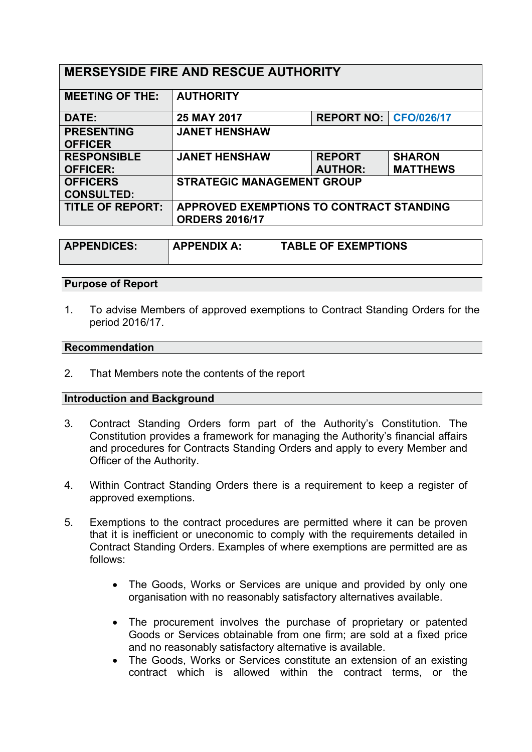| MERSEYSIDE FIRE AND RESCUE AUTHORITY | | | |
|---|---|---|---|
| **MEETING OF THE:** | **AUTHORITY** | | |
| **DATE:** | **25 MAY 2017** | **REPORT NO:** | **CFO/026/17** |
| **PRESENTING OFFICER** | **JANET HENSHAW** | | |
| **RESPONSIBLE OFFICER:** | **JANET HENSHAW** | **REPORT AUTHOR:** | **SHARON MATTHEWS** |
| **OFFICERS CONSULTED:** | **STRATEGIC MANAGEMENT GROUP** | | |
| **TITLE OF REPORT:** | **APPROVED EXEMPTIONS TO CONTRACT STANDING ORDERS 2016/17** | | |

| **APPENDICES:** | **APPENDIX A:** | **TABLE OF EXEMPTIONS** |
|---|---|---|

## Purpose of Report

1. To advise Members of approved exemptions to Contract Standing Orders for the period 2016/17.

## Recommendation

2. That Members note the contents of the report

## Introduction and Background

3. Contract Standing Orders form part of the Authority's Constitution. The Constitution provides a framework for managing the Authority's financial affairs and procedures for Contracts Standing Orders and apply to every Member and Officer of the Authority.

4. Within Contract Standing Orders there is a requirement to keep a register of approved exemptions.

5. Exemptions to the contract procedures are permitted where it can be proven that it is inefficient or uneconomic to comply with the requirements detailed in Contract Standing Orders. Examples of where exemptions are permitted are as follows:

   - The Goods, Works or Services are unique and provided by only one organisation with no reasonably satisfactory alternatives available.

   - The procurement involves the purchase of proprietary or patented Goods or Services obtainable from one firm; are sold at a fixed price and no reasonably satisfactory alternative is available.
   - The Goods, Works or Services constitute an extension of an existing contract which is allowed within the contract terms, or the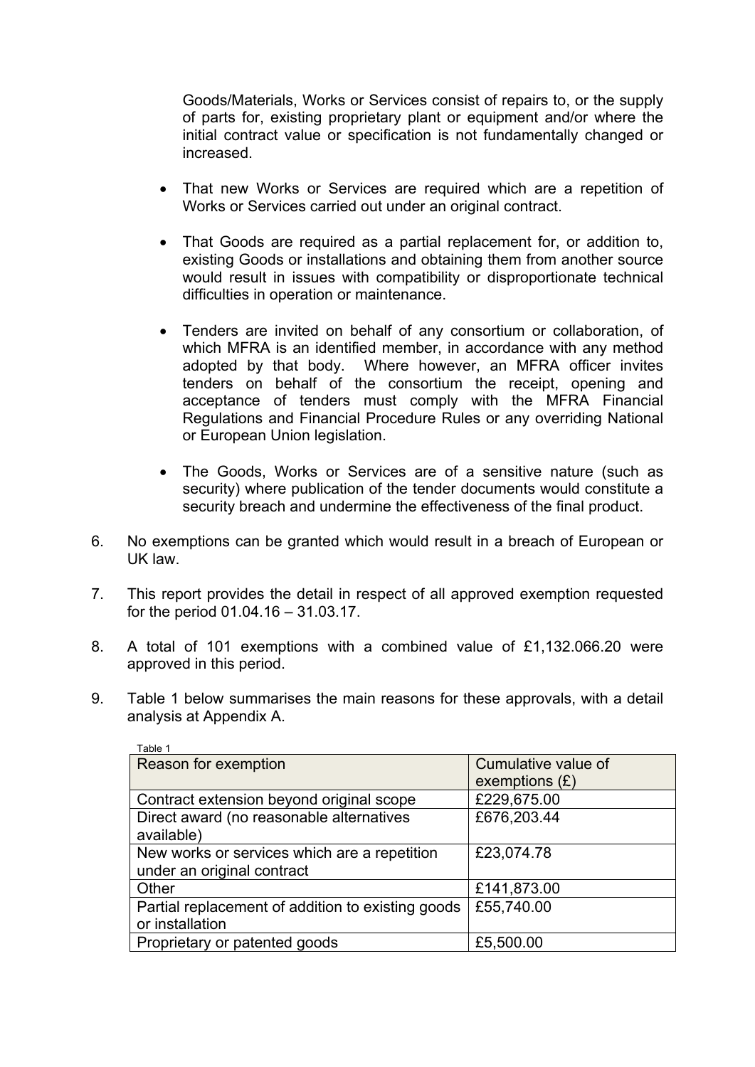Goods/Materials, Works or Services consist of repairs to, or the supply of parts for, existing proprietary plant or equipment and/or where the initial contract value or specification is not fundamentally changed or increased.

- That new Works or Services are required which are a repetition of Works or Services carried out under an original contract.
- That Goods are required as a partial replacement for, or addition to, existing Goods or installations and obtaining them from another source would result in issues with compatibility or disproportionate technical difficulties in operation or maintenance.
- Tenders are invited on behalf of any consortium or collaboration, of which MFRA is an identified member, in accordance with any method adopted by that body. Where however, an MFRA officer invites tenders on behalf of the consortium the receipt, opening and acceptance of tenders must comply with the MFRA Financial Regulations and Financial Procedure Rules or any overriding National or European Union legislation.
- The Goods, Works or Services are of a sensitive nature (such as security) where publication of the tender documents would constitute a security breach and undermine the effectiveness of the final product.

6. No exemptions can be granted which would result in a breach of European or UK law.

7. This report provides the detail in respect of all approved exemption requested for the period 01.04.16 – 31.03.17.

8. A total of 101 exemptions with a combined value of £1,132.066.20 were approved in this period.

9. Table 1 below summarises the main reasons for these approvals, with a detail analysis at Appendix A.

Table 1

| Reason for exemption | Cumulative value of exemptions (£) |
|---|---|
| Contract extension beyond original scope | £229,675.00 |
| Direct award (no reasonable alternatives available) | £676,203.44 |
| New works or services which are a repetition under an original contract | £23,074.78 |
| Other | £141,873.00 |
| Partial replacement of addition to existing goods or installation | £55,740.00 |
| Proprietary or patented goods | £5,500.00 |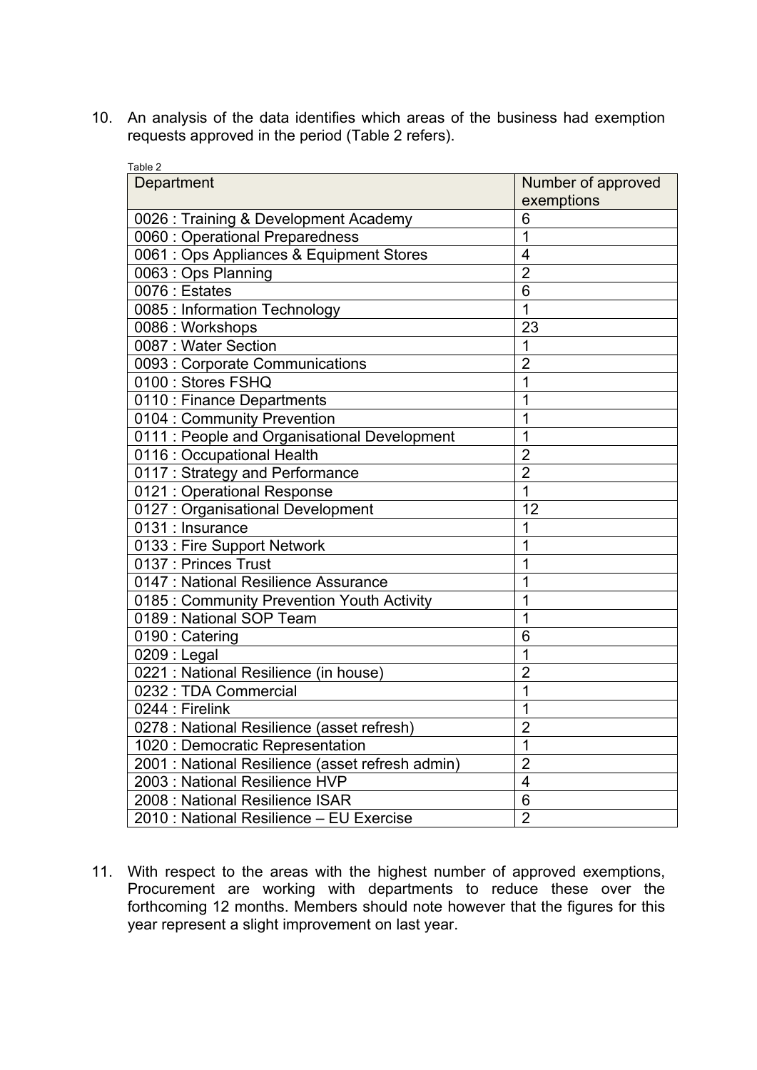10. An analysis of the data identifies which areas of the business had exemption requests approved in the period (Table 2 refers).

Table 2

| Department | Number of approved exemptions |
|---|---|
| 0026 : Training & Development Academy | 6 |
| 0060 : Operational Preparedness | 1 |
| 0061 : Ops Appliances & Equipment Stores | 4 |
| 0063 : Ops Planning | 2 |
| 0076 : Estates | 6 |
| 0085 : Information Technology | 1 |
| 0086 : Workshops | 23 |
| 0087 : Water Section | 1 |
| 0093 : Corporate Communications | 2 |
| 0100 : Stores FSHQ | 1 |
| 0110 : Finance Departments | 1 |
| 0104 : Community Prevention | 1 |
| 0111 : People and Organisational Development | 1 |
| 0116 : Occupational Health | 2 |
| 0117 : Strategy and Performance | 2 |
| 0121 : Operational Response | 1 |
| 0127 : Organisational Development | 12 |
| 0131 : Insurance | 1 |
| 0133 : Fire Support Network | 1 |
| 0137 : Princes Trust | 1 |
| 0147 : National Resilience Assurance | 1 |
| 0185 : Community Prevention Youth Activity | 1 |
| 0189 : National SOP Team | 1 |
| 0190 : Catering | 6 |
| 0209 : Legal | 1 |
| 0221 : National Resilience (in house) | 2 |
| 0232 : TDA Commercial | 1 |
| 0244 : Firelink | 1 |
| 0278 : National Resilience (asset refresh) | 2 |
| 1020 : Democratic Representation | 1 |
| 2001 : National Resilience (asset refresh admin) | 2 |
| 2003 : National Resilience HVP | 4 |
| 2008 : National Resilience ISAR | 6 |
| 2010 : National Resilience – EU Exercise | 2 |

11. With respect to the areas with the highest number of approved exemptions, Procurement are working with departments to reduce these over the forthcoming 12 months. Members should note however that the figures for this year represent a slight improvement on last year.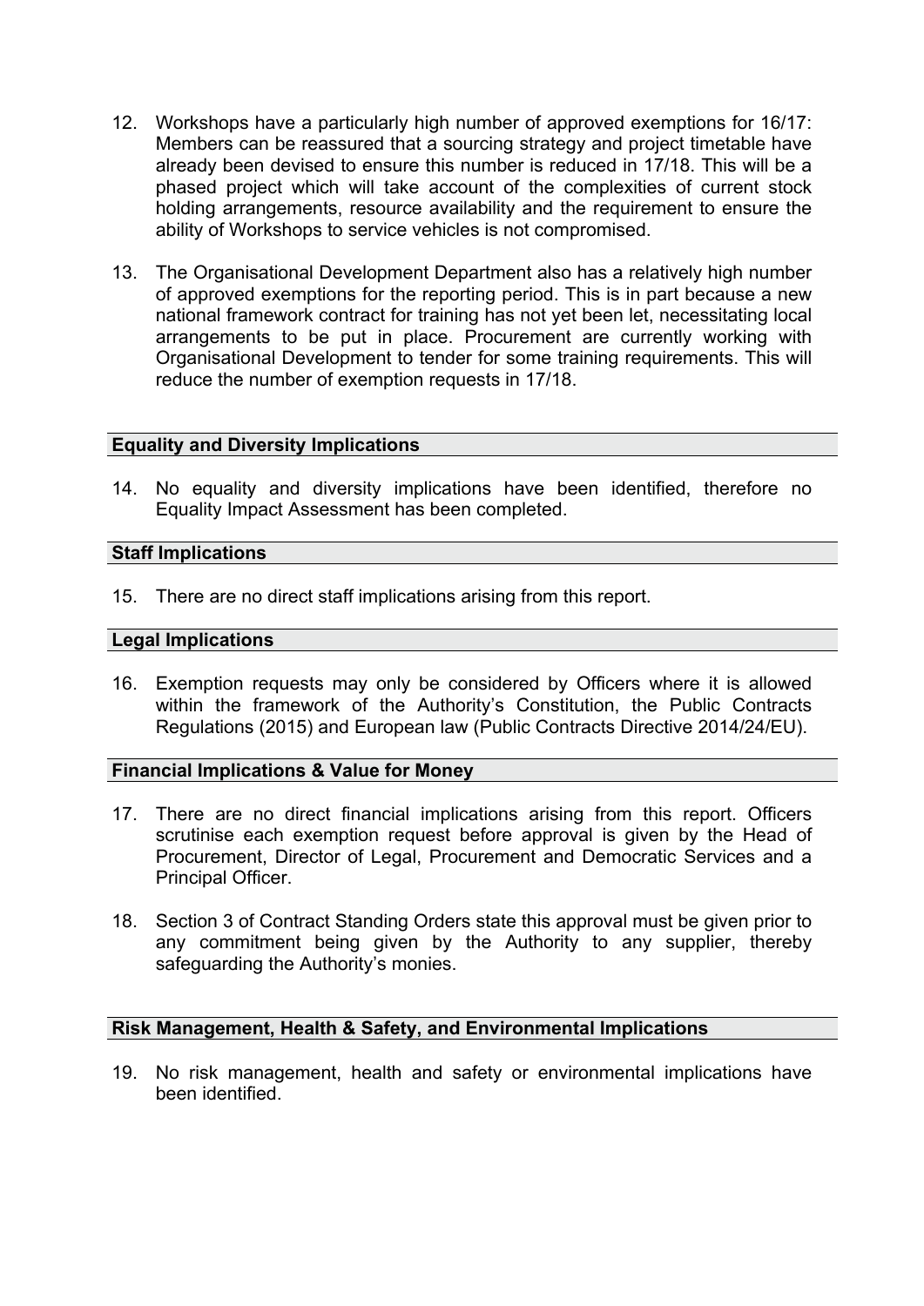12. Workshops have a particularly high number of approved exemptions for 16/17: Members can be reassured that a sourcing strategy and project timetable have already been devised to ensure this number is reduced in 17/18. This will be a phased project which will take account of the complexities of current stock holding arrangements, resource availability and the requirement to ensure the ability of Workshops to service vehicles is not compromised.

13. The Organisational Development Department also has a relatively high number of approved exemptions for the reporting period. This is in part because a new national framework contract for training has not yet been let, necessitating local arrangements to be put in place. Procurement are currently working with Organisational Development to tender for some training requirements. This will reduce the number of exemption requests in 17/18.

**Equality and Diversity Implications**

14. No equality and diversity implications have been identified, therefore no Equality Impact Assessment has been completed.

**Staff Implications**

15. There are no direct staff implications arising from this report.

**Legal Implications**

16. Exemption requests may only be considered by Officers where it is allowed within the framework of the Authority's Constitution, the Public Contracts Regulations (2015) and European law (Public Contracts Directive 2014/24/EU).

**Financial Implications & Value for Money**

17. There are no direct financial implications arising from this report. Officers scrutinise each exemption request before approval is given by the Head of Procurement, Director of Legal, Procurement and Democratic Services and a Principal Officer.

18. Section 3 of Contract Standing Orders state this approval must be given prior to any commitment being given by the Authority to any supplier, thereby safeguarding the Authority's monies.

**Risk Management, Health & Safety, and Environmental Implications**

19. No risk management, health and safety or environmental implications have been identified.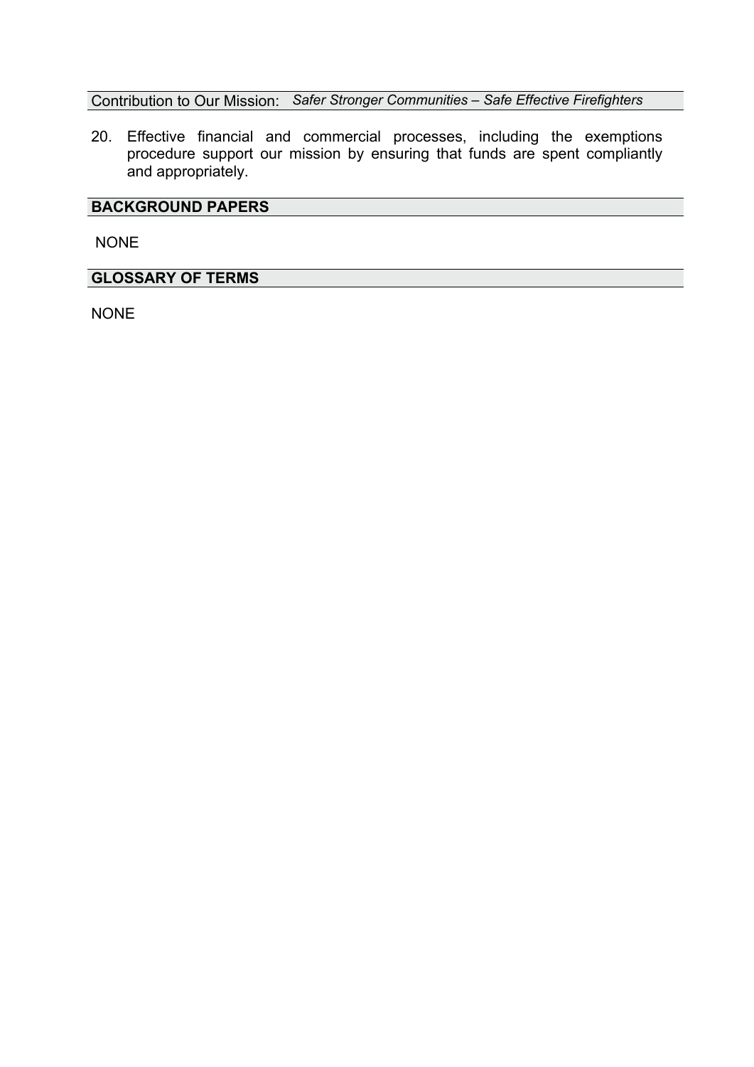Contribution to Our Mission: *Safer Stronger Communities – Safe Effective Firefighters*

20. Effective financial and commercial processes, including the exemptions procedure support our mission by ensuring that funds are spent compliantly and appropriately.

## BACKGROUND PAPERS

NONE

## GLOSSARY OF TERMS

NONE